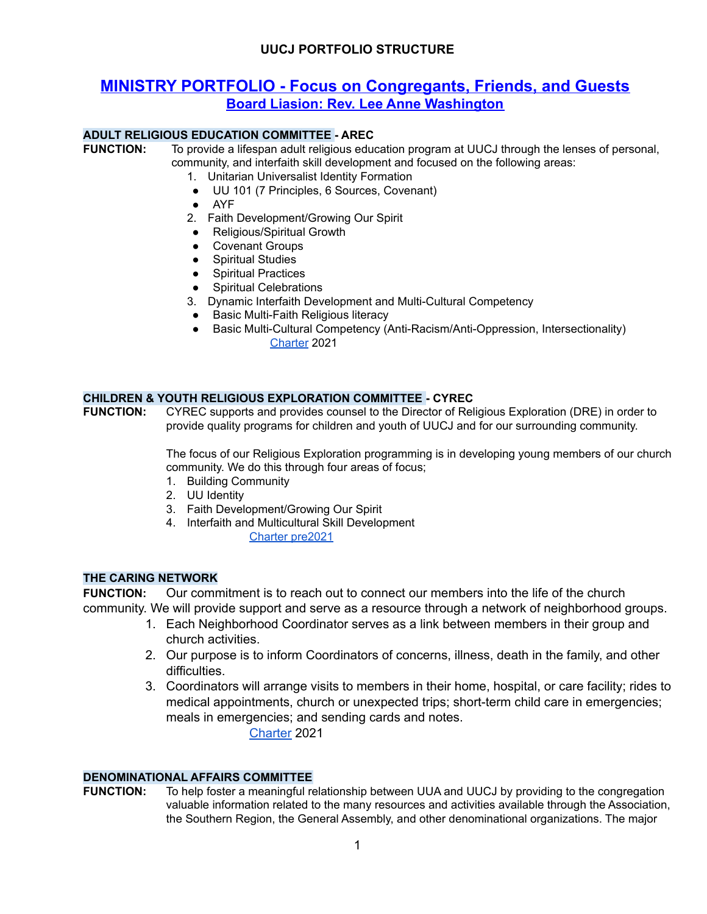# UUCJ PORTFOLIO STRUCTURE

## MINISTRY PORTFOLIO - Focus on Congregants, Friends, and Guests

### Board Liasion: Rev. Lee Anne Washington

**ADULT RELIGIOUS EDUCATION COMMITTEE - AREC**

**FUNCTION:** To provide a lifespan adult religious education program at UUCJ through the lenses of personal, community, and interfaith skill development and focused on the following areas:

1. Unitarian Universalist Identity Formation
   - UU 101 (7 Principles, 6 Sources, Covenant)
   - AYF
2. Faith Development/Growing Our Spirit
   - Religious/Spiritual Growth
   - Covenant Groups
   - Spiritual Studies
   - Spiritual Practices
   - Spiritual Celebrations
3. Dynamic Interfaith Development and Multi-Cultural Competency
   - Basic Multi-Faith Religious literacy
   - Basic Multi-Cultural Competency (Anti-Racism/Anti-Oppression, Intersectionality)

Charter 2021

**CHILDREN & YOUTH RELIGIOUS EXPLORATION COMMITTEE - CYREC**

**FUNCTION:** CYREC supports and provides counsel to the Director of Religious Exploration (DRE) in order to provide quality programs for children and youth of UUCJ and for our surrounding community.

The focus of our Religious Exploration programming is in developing young members of our church community. We do this through four areas of focus;

1. Building Community
2. UU Identity
3. Faith Development/Growing Our Spirit
4. Interfaith and Multicultural Skill Development

Charter pre2021

**THE CARING NETWORK**

**FUNCTION:** Our commitment is to reach out to connect our members into the life of the church community. We will provide support and serve as a resource through a network of neighborhood groups.

1. Each Neighborhood Coordinator serves as a link between members in their group and church activities.
2. Our purpose is to inform Coordinators of concerns, illness, death in the family, and other difficulties.
3. Coordinators will arrange visits to members in their home, hospital, or care facility; rides to medical appointments, church or unexpected trips; short-term child care in emergencies; meals in emergencies; and sending cards and notes.

Charter 2021

**DENOMINATIONAL AFFAIRS COMMITTEE**

**FUNCTION:** To help foster a meaningful relationship between UUA and UUCJ by providing to the congregation valuable information related to the many resources and activities available through the Association, the Southern Region, the General Assembly, and other denominational organizations. The major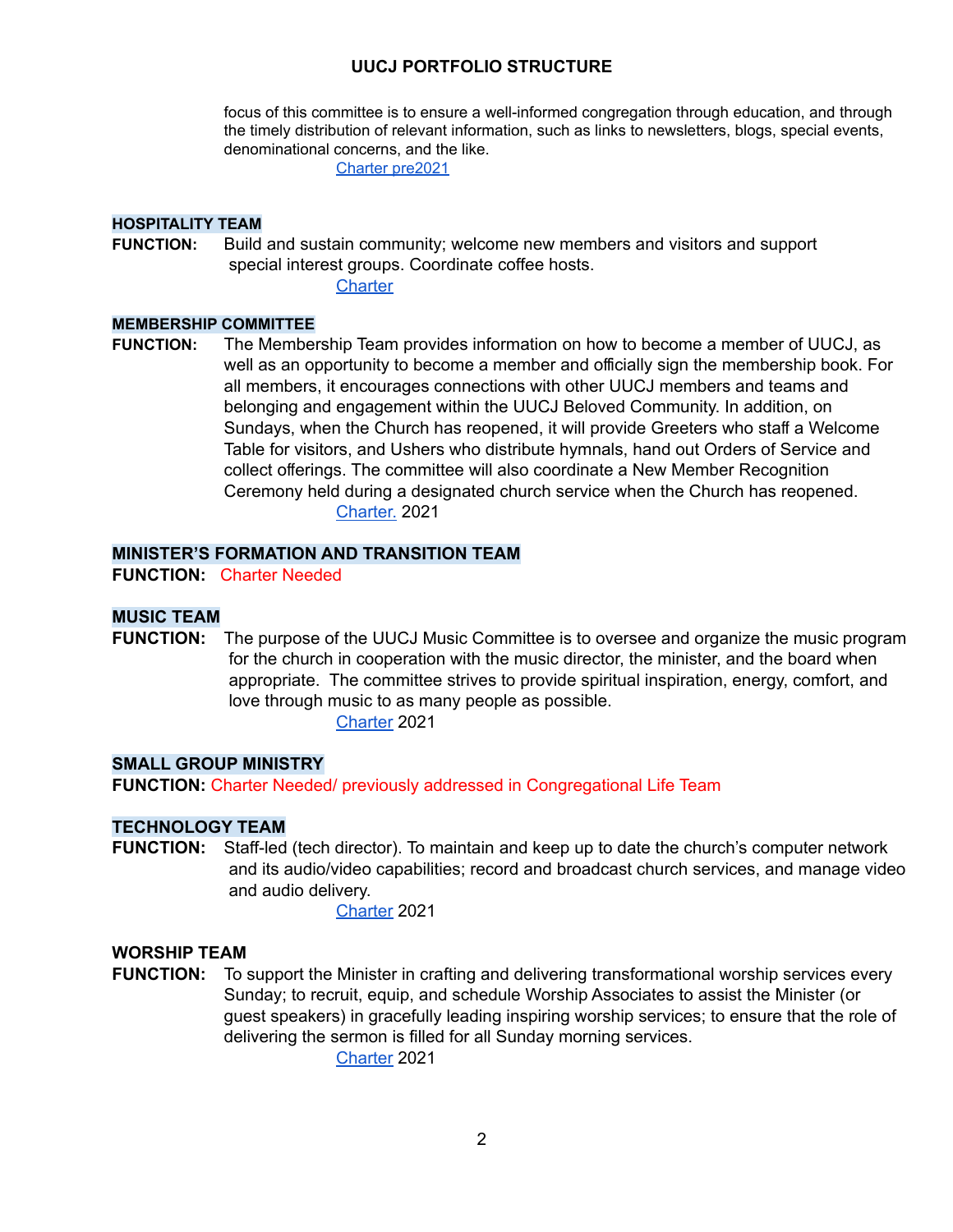focus of this committee is to ensure a well-informed congregation through education, and through the timely distribution of relevant information, such as links to newsletters, blogs, special events, denominational concerns, and the like.

Charter pre2021

**HOSPITALITY TEAM**

**FUNCTION:** Build and sustain community; welcome new members and visitors and support special interest groups. Coordinate coffee hosts.

Charter

**MEMBERSHIP COMMITTEE**

**FUNCTION:** The Membership Team provides information on how to become a member of UUCJ, as well as an opportunity to become a member and officially sign the membership book. For all members, it encourages connections with other UUCJ members and teams and belonging and engagement within the UUCJ Beloved Community. In addition, on Sundays, when the Church has reopened, it will provide Greeters who staff a Welcome Table for visitors, and Ushers who distribute hymnals, hand out Orders of Service and collect offerings. The committee will also coordinate a New Member Recognition Ceremony held during a designated church service when the Church has reopened.

Charter. 2021

**MINISTER'S FORMATION AND TRANSITION TEAM**

**FUNCTION:** Charter Needed

**MUSIC TEAM**

**FUNCTION:** The purpose of the UUCJ Music Committee is to oversee and organize the music program for the church in cooperation with the music director, the minister, and the board when appropriate. The committee strives to provide spiritual inspiration, energy, comfort, and love through music to as many people as possible.

Charter 2021

**SMALL GROUP MINISTRY**

**FUNCTION:** Charter Needed/ previously addressed in Congregational Life Team

**TECHNOLOGY TEAM**

**FUNCTION:** Staff-led (tech director). To maintain and keep up to date the church's computer network and its audio/video capabilities; record and broadcast church services, and manage video and audio delivery.

Charter 2021

**WORSHIP TEAM**

**FUNCTION:** To support the Minister in crafting and delivering transformational worship services every Sunday; to recruit, equip, and schedule Worship Associates to assist the Minister (or guest speakers) in gracefully leading inspiring worship services; to ensure that the role of delivering the sermon is filled for all Sunday morning services.

Charter 2021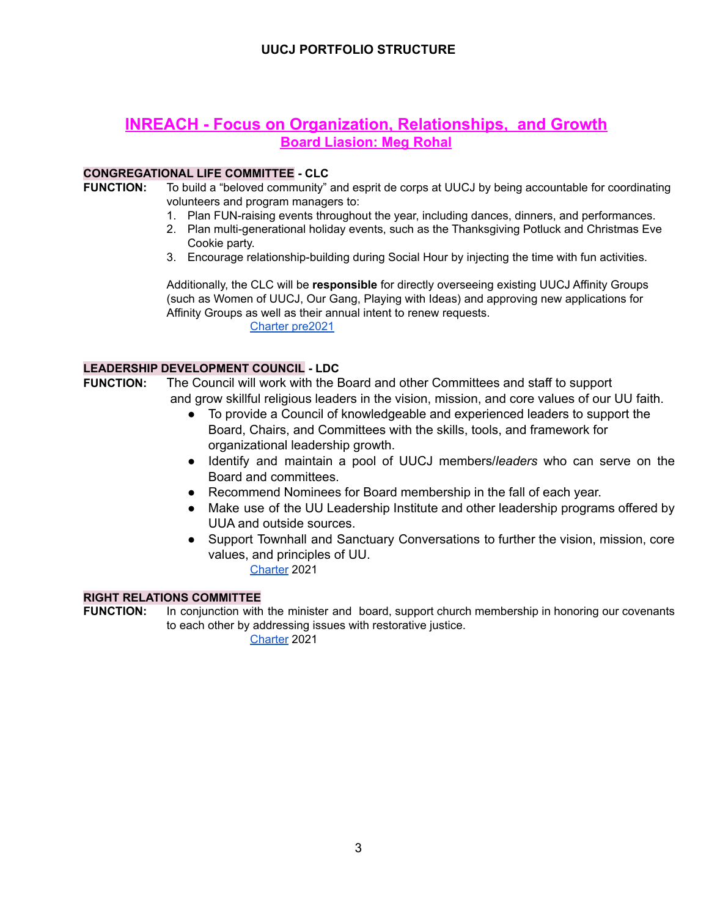## UUCJ PORTFOLIO STRUCTURE

## INREACH - Focus on Organization, Relationships, and Growth

### Board Liasion: Meg Rohal

**CONGREGATIONAL LIFE COMMITTEE - CLC**

**FUNCTION:** To build a "beloved community" and esprit de corps at UUCJ by being accountable for coordinating volunteers and program managers to:

1. Plan FUN-raising events throughout the year, including dances, dinners, and performances.
2. Plan multi-generational holiday events, such as the Thanksgiving Potluck and Christmas Eve Cookie party.
3. Encourage relationship-building during Social Hour by injecting the time with fun activities.

Additionally, the CLC will be **responsible** for directly overseeing existing UUCJ Affinity Groups (such as Women of UUCJ, Our Gang, Playing with Ideas) and approving new applications for Affinity Groups as well as their annual intent to renew requests.

Charter pre2021

**LEADERSHIP DEVELOPMENT COUNCIL - LDC**

**FUNCTION:** The Council will work with the Board and other Committees and staff to support and grow skillful religious leaders in the vision, mission, and core values of our UU faith.

- To provide a Council of knowledgeable and experienced leaders to support the Board, Chairs, and Committees with the skills, tools, and framework for organizational leadership growth.
- Identify and maintain a pool of UUCJ members/*leaders* who can serve on the Board and committees.
- Recommend Nominees for Board membership in the fall of each year.
- Make use of the UU Leadership Institute and other leadership programs offered by UUA and outside sources.
- Support Townhall and Sanctuary Conversations to further the vision, mission, core values, and principles of UU.

Charter 2021

**RIGHT RELATIONS COMMITTEE**

**FUNCTION:** In conjunction with the minister and board, support church membership in honoring our covenants to each other by addressing issues with restorative justice.

Charter 2021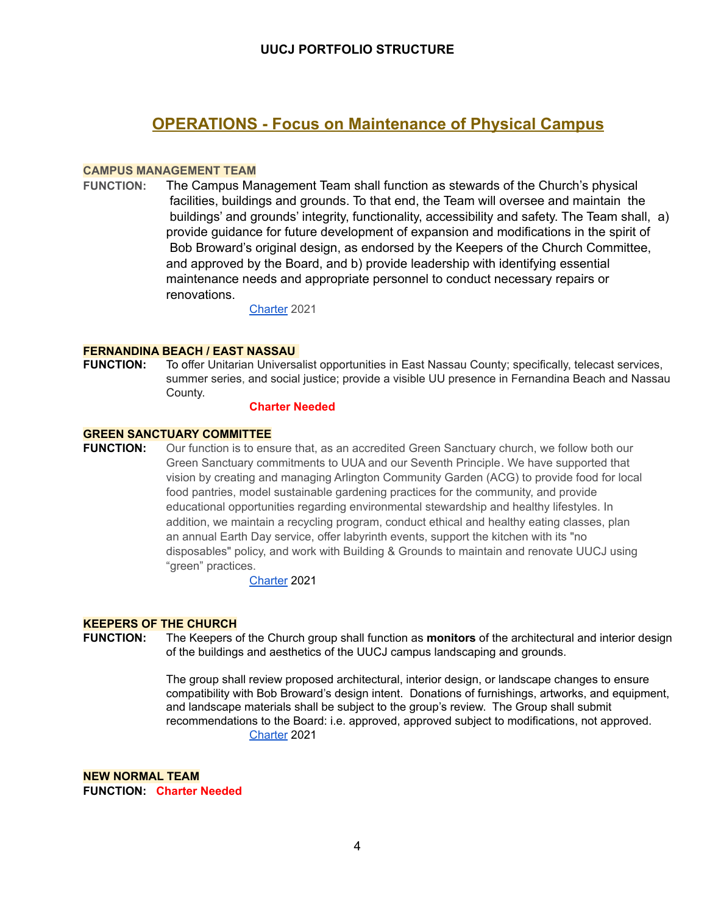### UUCJ PORTFOLIO STRUCTURE

## OPERATIONS - Focus on Maintenance of Physical Campus

**CAMPUS MANAGEMENT TEAM**

**FUNCTION:** The Campus Management Team shall function as stewards of the Church's physical facilities, buildings and grounds. To that end, the Team will oversee and maintain the buildings' and grounds' integrity, functionality, accessibility and safety. The Team shall, a) provide guidance for future development of expansion and modifications in the spirit of Bob Broward's original design, as endorsed by the Keepers of the Church Committee, and approved by the Board, and b) provide leadership with identifying essential maintenance needs and appropriate personnel to conduct necessary repairs or renovations.

Charter 2021

**FERNANDINA BEACH / EAST NASSAU**

**FUNCTION:** To offer Unitarian Universalist opportunities in East Nassau County; specifically, telecast services, summer series, and social justice; provide a visible UU presence in Fernandina Beach and Nassau County.

**Charter Needed**

**GREEN SANCTUARY COMMITTEE**

**FUNCTION:** Our function is to ensure that, as an accredited Green Sanctuary church, we follow both our Green Sanctuary commitments to UUA and our Seventh Principle. We have supported that vision by creating and managing Arlington Community Garden (ACG) to provide food for local food pantries, model sustainable gardening practices for the community, and provide educational opportunities regarding environmental stewardship and healthy lifestyles. In addition, we maintain a recycling program, conduct ethical and healthy eating classes, plan an annual Earth Day service, offer labyrinth events, support the kitchen with its "no disposables" policy, and work with Building & Grounds to maintain and renovate UUCJ using "green" practices.

Charter 2021

**KEEPERS OF THE CHURCH**

**FUNCTION:** The Keepers of the Church group shall function as **monitors** of the architectural and interior design of the buildings and aesthetics of the UUCJ campus landscaping and grounds.

The group shall review proposed architectural, interior design, or landscape changes to ensure compatibility with Bob Broward's design intent. Donations of furnishings, artworks, and equipment, and landscape materials shall be subject to the group's review. The Group shall submit recommendations to the Board: i.e. approved, approved subject to modifications, not approved.

Charter 2021

**NEW NORMAL TEAM**

**FUNCTION:** **Charter Needed**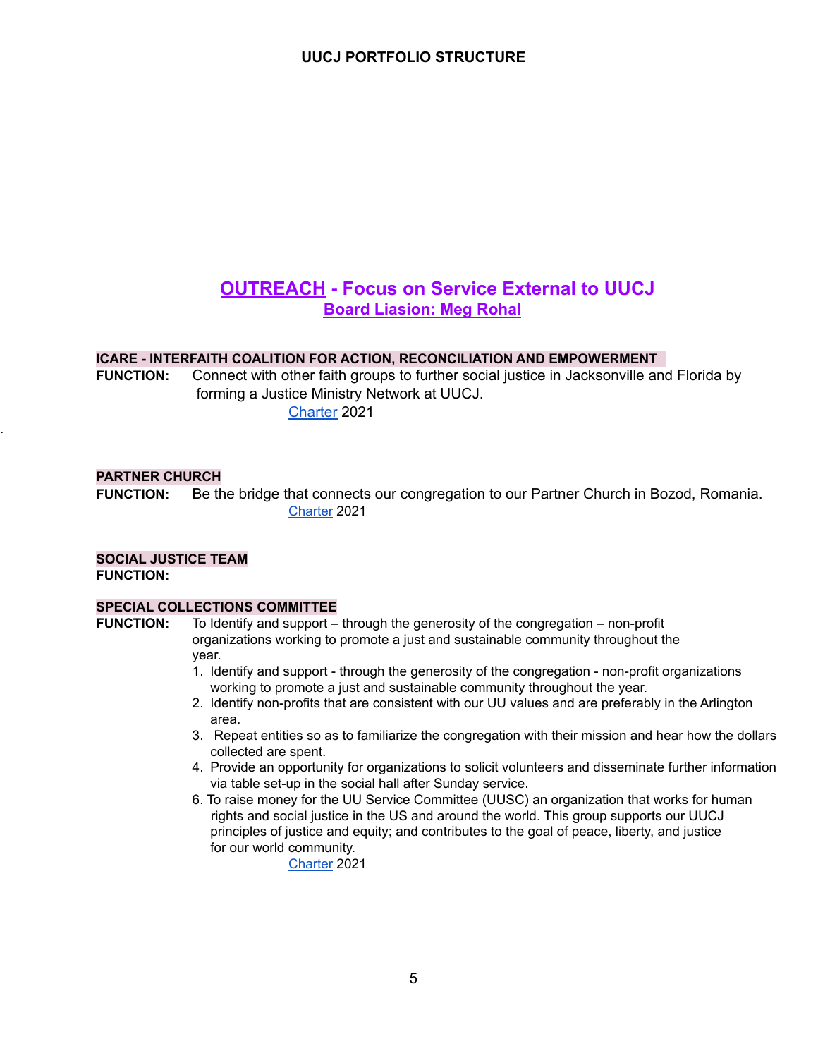# UUCJ PORTFOLIO STRUCTURE

## OUTREACH - Focus on Service External to UUCJ

### Board Liasion: Meg Rohal

**ICARE - INTERFAITH COALITION FOR ACTION, RECONCILIATION AND EMPOWERMENT**

**FUNCTION:** Connect with other faith groups to further social justice in Jacksonville and Florida by forming a Justice Ministry Network at UUCJ.

Charter 2021

**PARTNER CHURCH**

**FUNCTION:** Be the bridge that connects our congregation to our Partner Church in Bozod, Romania.

Charter 2021

**SOCIAL JUSTICE TEAM**

**FUNCTION:**

**SPECIAL COLLECTIONS COMMITTEE**

**FUNCTION:** To Identify and support – through the generosity of the congregation – non-profit organizations working to promote a just and sustainable community throughout the year.

1. Identify and support - through the generosity of the congregation - non-profit organizations working to promote a just and sustainable community throughout the year.
2. Identify non-profits that are consistent with our UU values and are preferably in the Arlington area.
3. Repeat entities so as to familiarize the congregation with their mission and hear how the dollars collected are spent.
4. Provide an opportunity for organizations to solicit volunteers and disseminate further information via table set-up in the social hall after Sunday service.

6. To raise money for the UU Service Committee (UUSC) an organization that works for human rights and social justice in the US and around the world. This group supports our UUCJ principles of justice and equity; and contributes to the goal of peace, liberty, and justice for our world community.

Charter 2021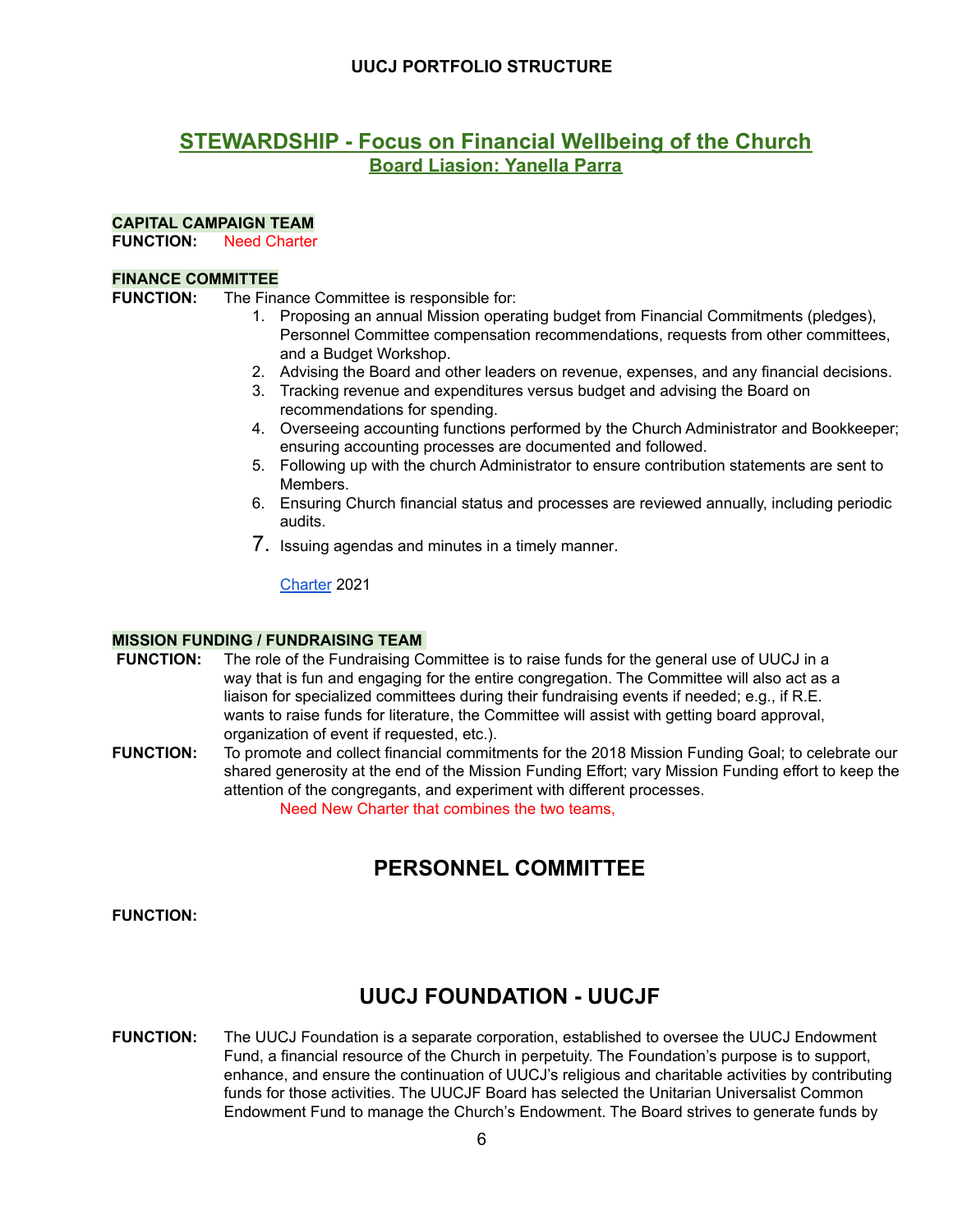UUCJ PORTFOLIO STRUCTURE

## STEWARDSHIP - Focus on Financial Wellbeing of the Church

### Board Liasion: Yanella Parra

**CAPITAL CAMPAIGN TEAM**

**FUNCTION:** Need Charter

**FINANCE COMMITTEE**

**FUNCTION:** The Finance Committee is responsible for:

1. Proposing an annual Mission operating budget from Financial Commitments (pledges), Personnel Committee compensation recommendations, requests from other committees, and a Budget Workshop.
2. Advising the Board and other leaders on revenue, expenses, and any financial decisions.
3. Tracking revenue and expenditures versus budget and advising the Board on recommendations for spending.
4. Overseeing accounting functions performed by the Church Administrator and Bookkeeper; ensuring accounting processes are documented and followed.
5. Following up with the church Administrator to ensure contribution statements are sent to Members.
6. Ensuring Church financial status and processes are reviewed annually, including periodic audits.
7. Issuing agendas and minutes in a timely manner.

Charter 2021

**MISSION FUNDING / FUNDRAISING TEAM**

**FUNCTION:** The role of the Fundraising Committee is to raise funds for the general use of UUCJ in a way that is fun and engaging for the entire congregation. The Committee will also act as a liaison for specialized committees during their fundraising events if needed; e.g., if R.E. wants to raise funds for literature, the Committee will assist with getting board approval, organization of event if requested, etc.).

**FUNCTION:** To promote and collect financial commitments for the 2018 Mission Funding Goal; to celebrate our shared generosity at the end of the Mission Funding Effort; vary Mission Funding effort to keep the attention of the congregants, and experiment with different processes.

Need New Charter that combines the two teams,

## PERSONNEL COMMITTEE

**FUNCTION:**

## UUCJ FOUNDATION - UUCJF

**FUNCTION:** The UUCJ Foundation is a separate corporation, established to oversee the UUCJ Endowment Fund, a financial resource of the Church in perpetuity. The Foundation's purpose is to support, enhance, and ensure the continuation of UUCJ's religious and charitable activities by contributing funds for those activities. The UUCJF Board has selected the Unitarian Universalist Common Endowment Fund to manage the Church's Endowment. The Board strives to generate funds by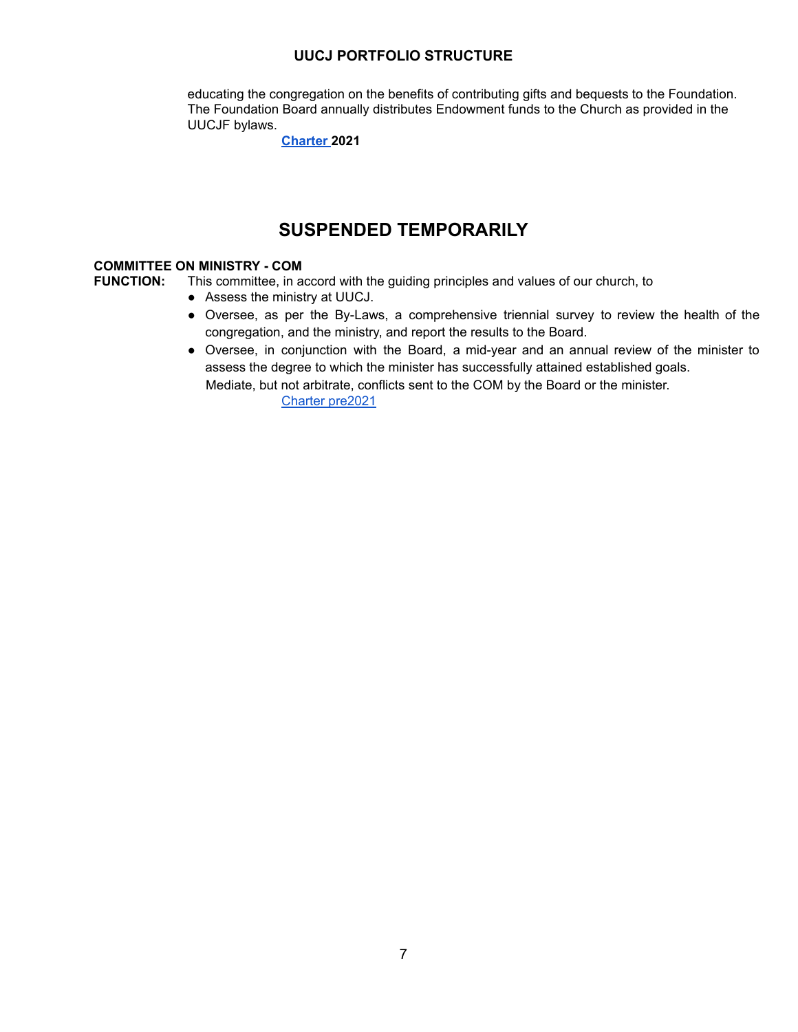educating the congregation on the benefits of contributing gifts and bequests to the Foundation. The Foundation Board annually distributes Endowment funds to the Church as provided in the UUCJF bylaws.

**Charter 2021**

## SUSPENDED TEMPORARILY

**COMMITTEE ON MINISTRY - COM**

**FUNCTION:** This committee, in accord with the guiding principles and values of our church, to

- Assess the ministry at UUCJ.
- Oversee, as per the By-Laws, a comprehensive triennial survey to review the health of the congregation, and the ministry, and report the results to the Board.
- Oversee, in conjunction with the Board, a mid-year and an annual review of the minister to assess the degree to which the minister has successfully attained established goals. Mediate, but not arbitrate, conflicts sent to the COM by the Board or the minister.

Charter pre2021